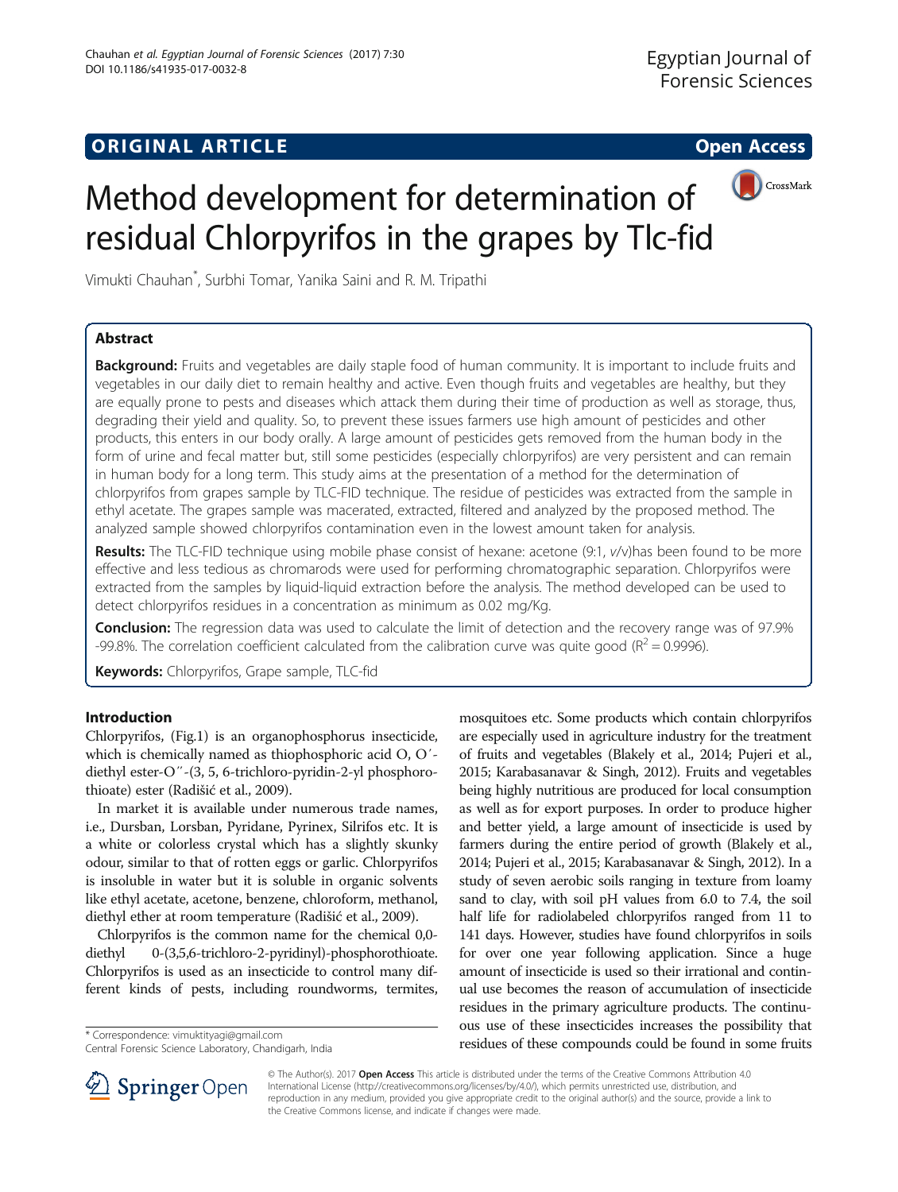**ORIGINAL ARTICLE** **Open Access**

# Method development for determination of residual Chlorpyrifos in the grapes by Tlc-fid

Vimukti Chauhan*, Surbhi Tomar, Yanika Saini and R. M. Tripathi

## Abstract

**Background:** Fruits and vegetables are daily staple food of human community. It is important to include fruits and vegetables in our daily diet to remain healthy and active. Even though fruits and vegetables are healthy, but they are equally prone to pests and diseases which attack them during their time of production as well as storage, thus, degrading their yield and quality. So, to prevent these issues farmers use high amount of pesticides and other products, this enters in our body orally. A large amount of pesticides gets removed from the human body in the form of urine and fecal matter but, still some pesticides (especially chlorpyrifos) are very persistent and can remain in human body for a long term. This study aims at the presentation of a method for the determination of chlorpyrifos from grapes sample by TLC-FID technique. The residue of pesticides was extracted from the sample in ethyl acetate. The grapes sample was macerated, extracted, filtered and analyzed by the proposed method. The analyzed sample showed chlorpyrifos contamination even in the lowest amount taken for analysis.

**Results:** The TLC-FID technique using mobile phase consist of hexane: acetone (9:1, *v/v*)has been found to be more effective and less tedious as chromarods were used for performing chromatographic separation. Chlorpyrifos were extracted from the samples by liquid-liquid extraction before the analysis. The method developed can be used to detect chlorpyrifos residues in a concentration as minimum as 0.02 mg/Kg.

**Conclusion:** The regression data was used to calculate the limit of detection and the recovery range was of 97.9% -99.8%. The correlation coefficient calculated from the calibration curve was quite good ($R^2 = 0.9996$).

**Keywords:** Chlorpyrifos, Grape sample, TLC-fid

## Introduction

Chlorpyrifos, (Fig.1) is an organophosphorus insecticide, which is chemically named as thiophosphoric acid O, O′-diethyl ester-O′′-(3, 5, 6-trichloro-pyridin-2-yl phosphorothioate) ester (Radišić et al., 2009).

In market it is available under numerous trade names, i.e., Dursban, Lorsban, Pyridane, Pyrinex, Silrifos etc. It is a white or colorless crystal which has a slightly skunky odour, similar to that of rotten eggs or garlic. Chlorpyrifos is insoluble in water but it is soluble in organic solvents like ethyl acetate, acetone, benzene, chloroform, methanol, diethyl ether at room temperature (Radišić et al., 2009).

Chlorpyrifos is the common name for the chemical 0,0-diethyl 0-(3,5,6-trichloro-2-pyridinyl)-phosphorothioate. Chlorpyrifos is used as an insecticide to control many different kinds of pests, including roundworms, termites, mosquitoes etc. Some products which contain chlorpyrifos are especially used in agriculture industry for the treatment of fruits and vegetables (Blakely et al., 2014; Pujeri et al., 2015; Karabasanavar & Singh, 2012). Fruits and vegetables being highly nutritious are produced for local consumption as well as for export purposes. In order to produce higher and better yield, a large amount of insecticide is used by farmers during the entire period of growth (Blakely et al., 2014; Pujeri et al., 2015; Karabasanavar & Singh, 2012). In a study of seven aerobic soils ranging in texture from loamy sand to clay, with soil pH values from 6.0 to 7.4, the soil half life for radiolabeled chlorpyrifos ranged from 11 to 141 days. However, studies have found chlorpyrifos in soils for over one year following application. Since a huge amount of insecticide is used so their irrational and continual use becomes the reason of accumulation of insecticide residues in the primary agriculture products. The continuous use of these insecticides increases the possibility that residues of these compounds could be found in some fruits

* Correspondence: vimuktityagi@gmail.com
Central Forensic Science Laboratory, Chandigarh, India

© The Author(s). 2017 **Open Access** This article is distributed under the terms of the Creative Commons Attribution 4.0 International License (http://creativecommons.org/licenses/by/4.0/), which permits unrestricted use, distribution, and reproduction in any medium, provided you give appropriate credit to the original author(s) and the source, provide a link to the Creative Commons license, and indicate if changes were made.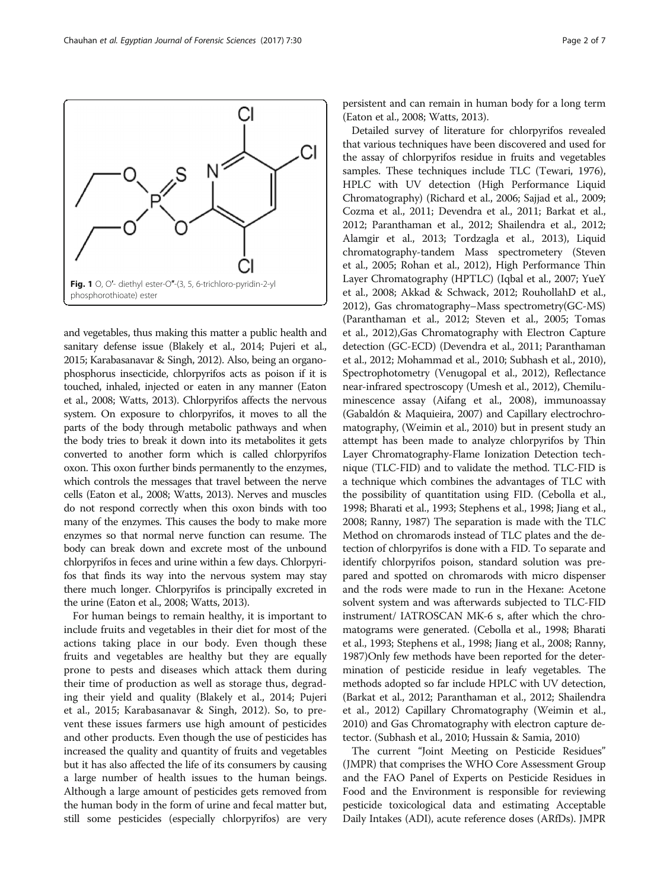Fig. 1 O, O′- diethyl ester-O″-(3, 5, 6-trichloro-pyridin-2-yl phosphorothioate) ester

and vegetables, thus making this matter a public health and sanitary defense issue (Blakely et al., 2014; Pujeri et al., 2015; Karabasanavar & Singh, 2012). Also, being an organophosphorus insecticide, chlorpyrifos acts as poison if it is touched, inhaled, injected or eaten in any manner (Eaton et al., 2008; Watts, 2013). Chlorpyrifos affects the nervous system. On exposure to chlorpyrifos, it moves to all the parts of the body through metabolic pathways and when the body tries to break it down into its metabolites it gets converted to another form which is called chlorpyrifos oxon. This oxon further binds permanently to the enzymes, which controls the messages that travel between the nerve cells (Eaton et al., 2008; Watts, 2013). Nerves and muscles do not respond correctly when this oxon binds with too many of the enzymes. This causes the body to make more enzymes so that normal nerve function can resume. The body can break down and excrete most of the unbound chlorpyrifos in feces and urine within a few days. Chlorpyrifos that finds its way into the nervous system may stay there much longer. Chlorpyrifos is principally excreted in the urine (Eaton et al., 2008; Watts, 2013).

For human beings to remain healthy, it is important to include fruits and vegetables in their diet for most of the actions taking place in our body. Even though these fruits and vegetables are healthy but they are equally prone to pests and diseases which attack them during their time of production as well as storage thus, degrading their yield and quality (Blakely et al., 2014; Pujeri et al., 2015; Karabasanavar & Singh, 2012). So, to prevent these issues farmers use high amount of pesticides and other products. Even though the use of pesticides has increased the quality and quantity of fruits and vegetables but it has also affected the life of its consumers by causing a large number of health issues to the human beings. Although a large amount of pesticides gets removed from the human body in the form of urine and fecal matter but, still some pesticides (especially chlorpyrifos) are very persistent and can remain in human body for a long term (Eaton et al., 2008; Watts, 2013).

Detailed survey of literature for chlorpyrifos revealed that various techniques have been discovered and used for the assay of chlorpyrifos residue in fruits and vegetables samples. These techniques include TLC (Tewari, 1976), HPLC with UV detection (High Performance Liquid Chromatography) (Richard et al., 2006; Sajjad et al., 2009; Cozma et al., 2011; Devendra et al., 2011; Barkat et al., 2012; Paranthaman et al., 2012; Shailendra et al., 2012; Alamgir et al., 2013; Tordzagla et al., 2013), Liquid chromatography-tandem Mass spectrometery (Steven et al., 2005; Rohan et al., 2012), High Performance Thin Layer Chromatography (HPTLC) (Iqbal et al., 2007; YueY et al., 2008; Akkad & Schwack, 2012; RouhollahD et al., 2012), Gas chromatography–Mass spectrometry(GC-MS) (Paranthaman et al., 2012; Steven et al., 2005; Tomas et al., 2012),Gas Chromatography with Electron Capture detection (GC-ECD) (Devendra et al., 2011; Paranthaman et al., 2012; Mohammad et al., 2010; Subhash et al., 2010), Spectrophotometry (Venugopal et al., 2012), Reflectance near-infrared spectroscopy (Umesh et al., 2012), Chemiluminescence assay (Aifang et al., 2008), immunoassay (Gabaldón & Maquieira, 2007) and Capillary electrochromatography, (Weimin et al., 2010) but in present study an attempt has been made to analyze chlorpyrifos by Thin Layer Chromatography-Flame Ionization Detection technique (TLC-FID) and to validate the method. TLC-FID is a technique which combines the advantages of TLC with the possibility of quantitation using FID. (Cebolla et al., 1998; Bharati et al., 1993; Stephens et al., 1998; Jiang et al., 2008; Ranny, 1987) The separation is made with the TLC Method on chromarods instead of TLC plates and the detection of chlorpyrifos is done with a FID. To separate and identify chlorpyrifos poison, standard solution was prepared and spotted on chromarods with micro dispenser and the rods were made to run in the Hexane: Acetone solvent system and was afterwards subjected to TLC-FID instrument/ IATROSCAN MK-6 s, after which the chromatograms were generated. (Cebolla et al., 1998; Bharati et al., 1993; Stephens et al., 1998; Jiang et al., 2008; Ranny, 1987)Only few methods have been reported for the determination of pesticide residue in leafy vegetables. The methods adopted so far include HPLC with UV detection, (Barkat et al., 2012; Paranthaman et al., 2012; Shailendra et al., 2012) Capillary Chromatography (Weimin et al., 2010) and Gas Chromatography with electron capture detector. (Subhash et al., 2010; Hussain & Samia, 2010)

The current "Joint Meeting on Pesticide Residues" (JMPR) that comprises the WHO Core Assessment Group and the FAO Panel of Experts on Pesticide Residues in Food and the Environment is responsible for reviewing pesticide toxicological data and estimating Acceptable Daily Intakes (ADI), acute reference doses (ARfDs). JMPR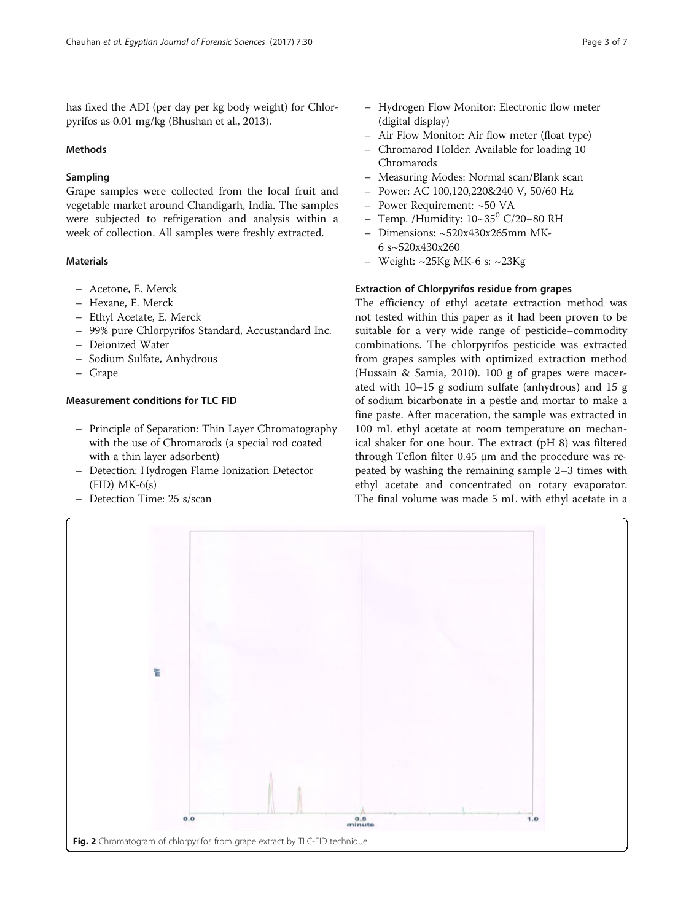has fixed the ADI (per day per kg body weight) for Chlorpyrifos as 0.01 mg/kg (Bhushan et al., 2013).

## Methods

### Sampling

Grape samples were collected from the local fruit and vegetable market around Chandigarh, India. The samples were subjected to refrigeration and analysis within a week of collection. All samples were freshly extracted.

### Materials

- Acetone, E. Merck
- Hexane, E. Merck
- Ethyl Acetate, E. Merck
- 99% pure Chlorpyrifos Standard, Accustandard Inc.
- Deionized Water
- Sodium Sulfate, Anhydrous
- Grape

### Measurement conditions for TLC FID

- Principle of Separation: Thin Layer Chromatography with the use of Chromarods (a special rod coated with a thin layer adsorbent)
- Detection: Hydrogen Flame Ionization Detector (FID) MK-6(s)
- Detection Time: 25 s/scan
- Hydrogen Flow Monitor: Electronic flow meter (digital display)
- Air Flow Monitor: Air flow meter (float type)
- Chromarod Holder: Available for loading 10 Chromarods
- Measuring Modes: Normal scan/Blank scan
- Power: AC 100,120,220&240 V, 50/60 Hz
- Power Requirement: ~50 VA
- Temp. /Humidity: 10~35$^{0}$ C/20–80 RH
- Dimensions: ~520x430x265mm MK-6 s~520x430x260
- Weight: ~25Kg MK-6 s: ~23Kg

### Extraction of Chlorpyrifos residue from grapes

The efficiency of ethyl acetate extraction method was not tested within this paper as it had been proven to be suitable for a very wide range of pesticide–commodity combinations. The chlorpyrifos pesticide was extracted from grapes samples with optimized extraction method (Hussain & Samia, 2010). 100 g of grapes were macerated with 10–15 g sodium sulfate (anhydrous) and 15 g of sodium bicarbonate in a pestle and mortar to make a fine paste. After maceration, the sample was extracted in 100 mL ethyl acetate at room temperature on mechanical shaker for one hour. The extract (pH 8) was filtered through Teflon filter 0.45 μm and the procedure was repeated by washing the remaining sample 2–3 times with ethyl acetate and concentrated on rotary evaporator. The final volume was made 5 mL with ethyl acetate in a

**Fig. 2** Chromatogram of chlorpyrifos from grape extract by TLC-FID technique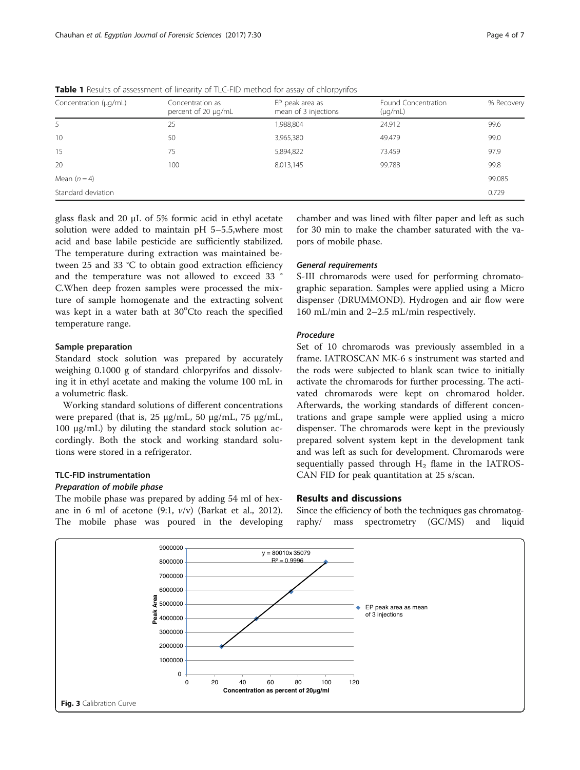**Table 1** Results of assessment of linearity of TLC-FID method for assay of chlorpyrifos

| Concentration (μg/mL) | Concentration as percent of 20 μg/mL | EP peak area as mean of 3 injections | Found Concentration (μg/mL) | % Recovery |
|---|---|---|---|---|
| 5 | 25 | 1,988,804 | 24.912 | 99.6 |
| 10 | 50 | 3,965,380 | 49.479 | 99.0 |
| 15 | 75 | 5,894,822 | 73.459 | 97.9 |
| 20 | 100 | 8,013,145 | 99.788 | 99.8 |
| Mean ($n = 4$) | | | | 99.085 |
| Standard deviation | | | | 0.729 |

glass flask and 20 μL of 5% formic acid in ethyl acetate solution were added to maintain pH 5–5.5,where most acid and base labile pesticide are sufficiently stabilized. The temperature during extraction was maintained between 25 and 33 °C to obtain good extraction efficiency and the temperature was not allowed to exceed 33 ° C.When deep frozen samples were processed the mixture of sample homogenate and the extracting solvent was kept in a water bath at 30°Cto reach the specified temperature range.

### Sample preparation

Standard stock solution was prepared by accurately weighing 0.1000 g of standard chlorpyrifos and dissolving it in ethyl acetate and making the volume 100 mL in a volumetric flask.

Working standard solutions of different concentrations were prepared (that is, 25 μg/mL, 50 μg/mL, 75 μg/mL, 100 μg/mL) by diluting the standard stock solution accordingly. Both the stock and working standard solutions were stored in a refrigerator.

### TLC-FID instrumentation

#### *Preparation of mobile phase*

The mobile phase was prepared by adding 54 ml of hexane in 6 ml of acetone (9:1, *v*/v) (Barkat et al., 2012). The mobile phase was poured in the developing chamber and was lined with filter paper and left as such for 30 min to make the chamber saturated with the vapors of mobile phase.

#### *General requirements*

S-III chromarods were used for performing chromatographic separation. Samples were applied using a Micro dispenser (DRUMMOND). Hydrogen and air flow were 160 mL/min and 2–2.5 mL/min respectively.

#### *Procedure*

Set of 10 chromarods was previously assembled in a frame. IATROSCAN MK-6 s instrument was started and the rods were subjected to blank scan twice to initially activate the chromarods for further processing. The activated chromarods were kept on chromarod holder. Afterwards, the working standards of different concentrations and grape sample were applied using a micro dispenser. The chromarods were kept in the previously prepared solvent system kept in the development tank and was left as such for development. Chromarods were sequentially passed through $H_2$ flame in the IATROSCAN FID for peak quantitation at 25 s/scan.

## Results and discussions

Since the efficiency of both the techniques gas chromatography/ mass spectrometry (GC/MS) and liquid

**Fig. 3** Calibration Curve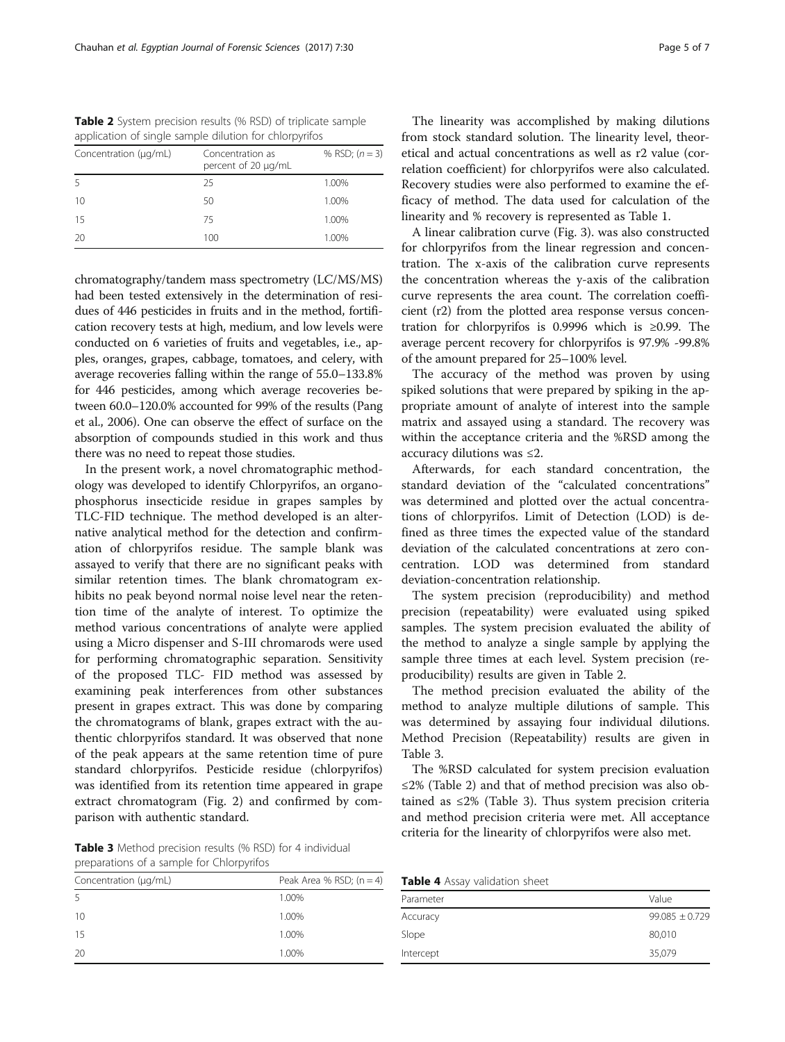**Table 2** System precision results (% RSD) of triplicate sample application of single sample dilution for chlorpyrifos

| Concentration (μg/mL) | Concentration as percent of 20 μg/mL | % RSD; ($n = 3$) |
| --- | --- | --- |
| 5 | 25 | 1.00% |
| 10 | 50 | 1.00% |
| 15 | 75 | 1.00% |
| 20 | 100 | 1.00% |

chromatography/tandem mass spectrometry (LC/MS/MS) had been tested extensively in the determination of residues of 446 pesticides in fruits and in the method, fortification recovery tests at high, medium, and low levels were conducted on 6 varieties of fruits and vegetables, i.e., apples, oranges, grapes, cabbage, tomatoes, and celery, with average recoveries falling within the range of 55.0–133.8% for 446 pesticides, among which average recoveries between 60.0–120.0% accounted for 99% of the results (Pang et al., 2006). One can observe the effect of surface on the absorption of compounds studied in this work and thus there was no need to repeat those studies.

In the present work, a novel chromatographic methodology was developed to identify Chlorpyrifos, an organophosphorus insecticide residue in grapes samples by TLC-FID technique. The method developed is an alternative analytical method for the detection and confirmation of chlorpyrifos residue. The sample blank was assayed to verify that there are no significant peaks with similar retention times. The blank chromatogram exhibits no peak beyond normal noise level near the retention time of the analyte of interest. To optimize the method various concentrations of analyte were applied using a Micro dispenser and S-III chromarods were used for performing chromatographic separation. Sensitivity of the proposed TLC- FID method was assessed by examining peak interferences from other substances present in grapes extract. This was done by comparing the chromatograms of blank, grapes extract with the authentic chlorpyrifos standard. It was observed that none of the peak appears at the same retention time of pure standard chlorpyrifos. Pesticide residue (chlorpyrifos) was identified from its retention time appeared in grape extract chromatogram (Fig. 2) and confirmed by comparison with authentic standard.

**Table 3** Method precision results (% RSD) for 4 individual preparations of a sample for Chlorpyrifos

| Concentration (μg/mL) | Peak Area % RSD; ($n = 4$) |
| --- | --- |
| 5 | 1.00% |
| 10 | 1.00% |
| 15 | 1.00% |
| 20 | 1.00% |

The linearity was accomplished by making dilutions from stock standard solution. The linearity level, theoretical and actual concentrations as well as r2 value (corelation coefficient) for chlorpyrifos were also calculated. Recovery studies were also performed to examine the efficacy of method. The data used for calculation of the linearity and % recovery is represented as Table 1.

A linear calibration curve (Fig. 3). was also constructed for chlorpyrifos from the linear regression and concentration. The x-axis of the calibration curve represents the concentration whereas the y-axis of the calibration curve represents the area count. The correlation coefficient (r2) from the plotted area response versus concentration for chlorpyrifos is 0.9996 which is ≥0.99. The average percent recovery for chlorpyrifos is 97.9% -99.8% of the amount prepared for 25–100% level.

The accuracy of the method was proven by using spiked solutions that were prepared by spiking in the appropriate amount of analyte of interest into the sample matrix and assayed using a standard. The recovery was within the acceptance criteria and the %RSD among the accuracy dilutions was ≤2.

Afterwards, for each standard concentration, the standard deviation of the "calculated concentrations" was determined and plotted over the actual concentrations of chlorpyrifos. Limit of Detection (LOD) is defined as three times the expected value of the standard deviation of the calculated concentrations at zero concentration. LOD was determined from standard deviation-concentration relationship.

The system precision (reproducibility) and method precision (repeatability) were evaluated using spiked samples. The system precision evaluated the ability of the method to analyze a single sample by applying the sample three times at each level. System precision (reproducibility) results are given in Table 2.

The method precision evaluated the ability of the method to analyze multiple dilutions of sample. This was determined by assaying four individual dilutions. Method Precision (Repeatability) results are given in Table 3.

The %RSD calculated for system precision evaluation ≤2% (Table 2) and that of method precision was also obtained as ≤2% (Table 3). Thus system precision criteria and method precision criteria were met. All acceptance criteria for the linearity of chlorpyrifos were also met.

**Table 4** Assay validation sheet

| Parameter | Value |
| --- | --- |
| Accuracy | 99.085 ± 0.729 |
| Slope | 80,010 |
| Intercept | 35,079 |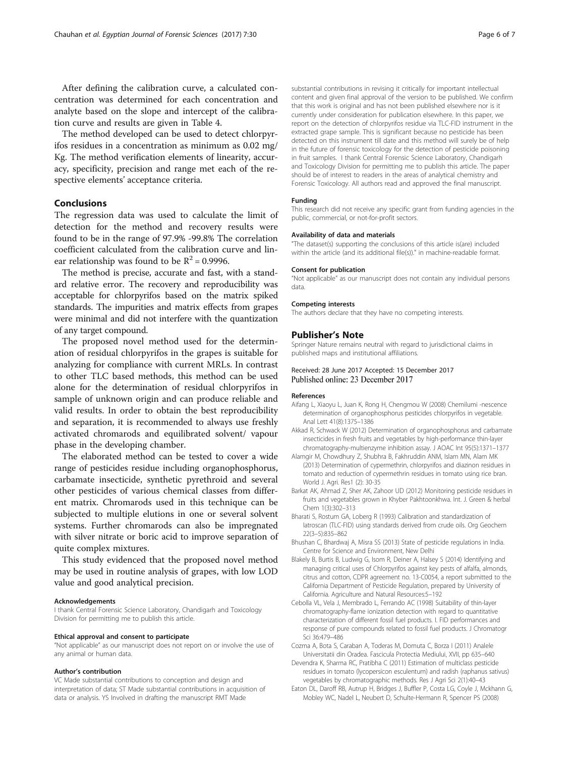After defining the calibration curve, a calculated concentration was determined for each concentration and analyte based on the slope and intercept of the calibration curve and results are given in Table 4.

The method developed can be used to detect chlorpyrifos residues in a concentration as minimum as 0.02 mg/Kg. The method verification elements of linearity, accuracy, specificity, precision and range met each of the respective elements' acceptance criteria.

## Conclusions

The regression data was used to calculate the limit of detection for the method and recovery results were found to be in the range of 97.9% -99.8% The correlation coefficient calculated from the calibration curve and linear relationship was found to be $R^2 = 0.9996$.

The method is precise, accurate and fast, with a standard relative error. The recovery and reproducibility was acceptable for chlorpyrifos based on the matrix spiked standards. The impurities and matrix effects from grapes were minimal and did not interfere with the quantization of any target compound.

The proposed novel method used for the determination of residual chlorpyrifos in the grapes is suitable for analyzing for compliance with current MRLs. In contrast to other TLC based methods, this method can be used alone for the determination of residual chlorpyrifos in sample of unknown origin and can produce reliable and valid results. In order to obtain the best reproducibility and separation, it is recommended to always use freshly activated chromarods and equilibrated solvent/ vapour phase in the developing chamber.

The elaborated method can be tested to cover a wide range of pesticides residue including organophosphorus, carbamate insecticide, synthetic pyrethroid and several other pesticides of various chemical classes from different matrix. Chromarods used in this technique can be subjected to multiple elutions in one or several solvent systems. Further chromarods can also be impregnated with silver nitrate or boric acid to improve separation of quite complex mixtures.

This study evidenced that the proposed novel method may be used in routine analysis of grapes, with low LOD value and good analytical precision.

#### Acknowledgements

I thank Central Forensic Science Laboratory, Chandigarh and Toxicology Division for permitting me to publish this article.

#### Ethical approval and consent to participate

"Not applicable" as our manuscript does not report on or involve the use of any animal or human data.

#### Author's contribution

VC Made substantial contributions to conception and design and interpretation of data; ST Made substantial contributions in acquisition of data or analysis. YS Involved in drafting the manuscript RMT Made substantial contributions in revising it critically for important intellectual content and given final approval of the version to be published. We confirm that this work is original and has not been published elsewhere nor is it currently under consideration for publication elsewhere. In this paper, we report on the detection of chlorpyrifos residue via TLC-FID instrument in the extracted grape sample. This is significant because no pesticide has been detected on this instrument till date and this method will surely be of help in the future of forensic toxicology for the detection of pesticide poisoning in fruit samples. I thank Central Forensic Science Laboratory, Chandigarh and Toxicology Division for permitting me to publish this article. The paper should be of interest to readers in the areas of analytical chemistry and Forensic Toxicology. All authors read and approved the final manuscript.

#### Funding

This research did not receive any specific grant from funding agencies in the public, commercial, or not-for-profit sectors.

#### Availability of data and materials

"The dataset(s) supporting the conclusions of this article is(are) included within the article (and its additional file(s))." in machine-readable format.

#### Consent for publication

"Not applicable" as our manuscript does not contain any individual persons data.

#### Competing interests

The authors declare that they have no competing interests.

## Publisher's Note

Springer Nature remains neutral with regard to jurisdictional claims in published maps and institutional affiliations.

Received: 28 June 2017 Accepted: 15 December 2017
Published online: 23 December 2017

#### References

Aifang L, Xiaoyu L, Juan K, Rong H, Chengmou W (2008) Chemilumi -nescence determination of organophosphorus pesticides chlorpyrifos in vegetable. Anal Lett 41(8):1375–1386

Akkad R, Schwack W (2012) Determination of organophosphorus and carbamate insecticides in fresh fruits and vegetables by high-performance thin-layer chromatography-multienzyme inhibition assay. J AOAC Int 95(5):1371–1377

Alamgir M, Chowdhury Z, Shubhra B, Fakhruddin ANM, Islam MN, Alam MK (2013) Determination of cypermethrin, chlorpyrifos and diazinon residues in tomato and reduction of cypermethrin residues in tomato using rice bran. World J. Agri. Res1 (2): 30-35

Barkat AK, Ahmad Z, Sher AK, Zahoor UD (2012) Monitoring pesticide residues in fruits and vegetables grown in Khyber Pakhtoonkhwa. Int. J. Green & herbal Chem 1(3):302–313

Bharati S, Rostum GA, Loberg R (1993) Calibration and standardization of Iatroscan (TLC-FID) using standards derived from crude oils. Org Geochem 22(3–5):835–862

Bhushan C, Bhardwaj A, Misra SS (2013) State of pesticide regulations in India. Centre for Science and Environment, New Delhi

Blakely B, Burtis B, Ludwig G, Isom R, Deiner A, Halsey S (2014) Identifying and managing critical uses of Chlorpyrifos against key pests of alfalfa, almonds, citrus and cotton, CDPR agreement no. 13-C0054, a report submitted to the California Department of Pesticide Regulation, prepared by University of California. Agriculture and Natural Resources:5–192

Cebolla VL, Vela J, Membrado L, Ferrando AC (1998) Suitability of thin-layer chromatography-flame ionization detection with regard to quantitative characterization of different fossil fuel products. I. FID performances and response of pure compounds related to fossil fuel products. J Chromatogr Sci 36:479–486

Cozma A, Bota S, Caraban A, Toderas M, Domuta C, Borza I (2011) Analele Universitatii din Oradea. Fascicula Protectia Mediului, XVII, pp 635–640

Devendra K, Sharma RC, Pratibha C (2011) Estimation of multiclass pesticide residues in tomato (lycopersicon esculentum) and radish (raphanus sativus) vegetables by chromatographic methods. Res J Agri Sci 2(1):40–43

Eaton DL, Daroff RB, Autrup H, Bridges J, Buffler P, Costa LG, Coyle J, Mckhann G, Mobley WC, Nadel L, Neubert D, Schulte-Hermann R, Spencer PS (2008)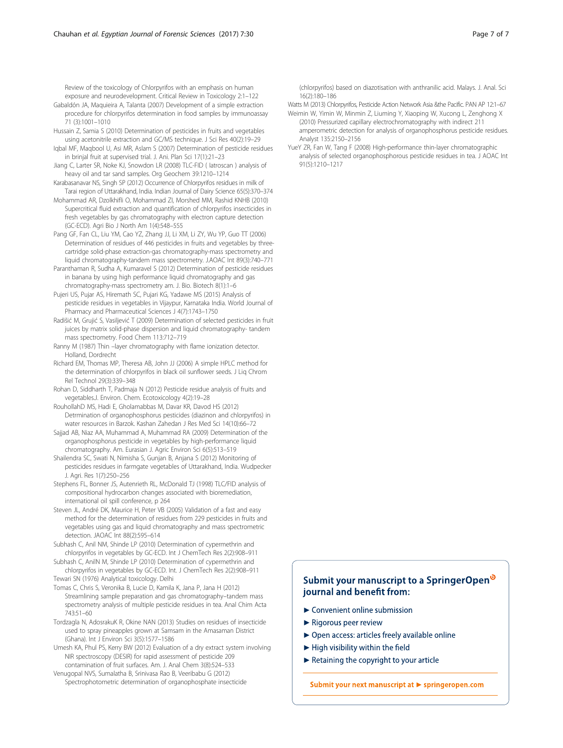Review of the toxicology of Chlorpyrifos with an emphasis on human exposure and neurodevelopment. Critical Review in Toxicology 2:1–122

Gabaldón JA, Maquieira A, Talanta (2007) Development of a simple extraction procedure for chlorpyrifos determination in food samples by immunoassay 71 (3):1001–1010

Hussain Z, Samia S (2010) Determination of pesticides in fruits and vegetables using acetonitrile extraction and GC/MS technique. J Sci Res 40(2):19–29

Iqbal MF, Maqbool U, Asi MR, Aslam S (2007) Determination of pesticide residues in brinjal fruit at supervised trial. J. Ani. Plan Sci 17(1):21–23

Jiang C, Larter SR, Noke KJ, Snowdon LR (2008) TLC-FID ( Iatroscan ) analysis of heavy oil and tar sand samples. Org Geochem 39:1210–1214

Karabasanavar NS, Singh SP (2012) Occurrence of Chlorpyrifos residues in milk of Tarai region of Uttarakhand, India. Indian Journal of Dairy Science 65(5):370–374

Mohammad AR, Dzolkhifli O, Mohammad ZI, Morshed MM, Rashid KNHB (2010) Supercritical fluid extraction and quantification of chlorpyrifos insecticides in fresh vegetables by gas chromatography with electron capture detection (GC-ECD). Agri Bio J North Am 1(4):548–555

Pang GF, Fan CL, Liu YM, Cao YZ, Zhang JJ, Li XM, Li ZY, Wu YP, Guo TT (2006) Determination of residues of 446 pesticides in fruits and vegetables by three-cartridge solid-phase extraction-gas chromatography-mass spectrometry and liquid chromatography-tandem mass spectrometry. J.AOAC Int 89(3):740–771

Paranthaman R, Sudha A, Kumaravel S (2012) Determination of pesticide residues in banana by using high performance liquid chromatography and gas chromatography-mass spectrometry am. J. Bio. Biotech 8(1):1–6

Pujeri US, Pujar AS, Hiremath SC, Pujari KG, Yadawe MS (2015) Analysis of pesticide residues in vegetables in Vijaypur, Karnataka India. World Journal of Pharmacy and Pharmaceutical Sciences J 4(7):1743–1750

Radišić M, Grujić S, Vasiljević T (2009) Determination of selected pesticides in fruit juices by matrix solid-phase dispersion and liquid chromatography- tandem mass spectrometry. Food Chem 113:712–719

Ranny M (1987) Thin –layer chromatography with flame ionization detector. Holland, Dordrecht

Richard EM, Thomas MP, Theresa AB, John JJ (2006) A simple HPLC method for the determination of chlorpyrifos in black oil sunflower seeds. J Liq Chrom Rel Technol 29(3):339–348

Rohan D, Siddharth T, Padmaja N (2012) Pesticide residue analysis of fruits and vegetables.J. Environ. Chem. Ecotoxicology 4(2):19–28

RouhollahD MS, Hadi E, Gholamabbas M, Davar KR, Davod HS (2012) Detrmination of organophosphorus pesticides (diazinon and chlorpyrifos) in water resources in Barzok. Kashan Zahedan J Res Med Sci 14(10):66–72

Sajjad AB, Niaz AA, Muhammad A, Muhammad RA (2009) Determination of the organophosphorus pesticide in vegetables by high-performance liquid chromatography. Am. Eurasian J. Agric Environ Sci 6(5):513–519

Shailendra SC, Swati N, Nimisha S, Gunjan B, Anjana S (2012) Monitoring of pesticides residues in farmgate vegetables of Uttarakhand, India. Wudpecker J. Agri. Res 1(7):250–256

Stephens FL, Bonner JS, Autenrieth RL, McDonald TJ (1998) TLC/FID analysis of compositional hydrocarbon changes associated with bioremediation, international oil spill conference, p 264

Steven JL, André DK, Maurice H, Peter VB (2005) Validation of a fast and easy method for the determination of residues from 229 pesticides in fruits and vegetables using gas and liquid chromatography and mass spectrometric detection. JAOAC Int 88(2):595–614

Subhash C, Anil NM, Shinde LP (2010) Determination of cypermethrin and chlorpyrifos in vegetables by GC-ECD. Int J ChemTech Res 2(2):908–911

Subhash C, AnilN M, Shinde LP (2010) Determination of cypermethrin and chlorpyrifos in vegetables by GC-ECD. Int. J ChemTech Res 2(2):908–911

Tewari SN (1976) Analytical toxicology. Delhi

Tomas C, Chris S, Veronika B, Lucie D, Kamila K, Jana P, Jana H (2012) Streamlining sample preparation and gas chromatography–tandem mass spectrometry analysis of multiple pesticide residues in tea. Anal Chim Acta 743:51–60

Tordzagla N, AdosrakuK R, Okine NAN (2013) Studies on residues of insecticide used to spray pineapples grown at Samsam in the Amasaman District (Ghana). Int J Environ Sci 3(5):1577–1586

Umesh KA, Phul PS, Kerry BW (2012) Evaluation of a dry extract system involving NIR spectroscopy (DESIR) for rapid assessment of pesticide 209 contamination of fruit surfaces. Am. J. Anal Chem 3(8):524–533

Venugopal NVS, Sumalatha B, Srinivasa Rao B, Veeribabu G (2012) Spectrophotometric determination of organophosphate insecticide (chlorpyrifos) based on diazotisation with anthranilic acid. Malays. J. Anal. Sci 16(2):180–186

Watts M (2013) Chlorpyrifos, Pesticide Action Network Asia &the Pacific. PAN AP 12:1–67

Weimin W, Yimin W, Minmin Z, Liuming Y, Xiaoping W, Xucong L, Zenghong X (2010) Pressurized capillary electrochromatography with indirect 211 amperometric detection for analysis of organophosphorus pesticide residues. Analyst 135:2150–2156

YueY ZR, Fan W, Tang F (2008) High-performance thin-layer chromatographic analysis of selected organophosphorous pesticide residues in tea. J AOAC Int 91(5):1210–1217

**Submit your manuscript to a SpringerOpen journal and benefit from:**

- ► Convenient online submission
- ► Rigorous peer review
- ► Open access: articles freely available online
- ► High visibility within the field
- ► Retaining the copyright to your article

**Submit your next manuscript at ► springeropen.com**